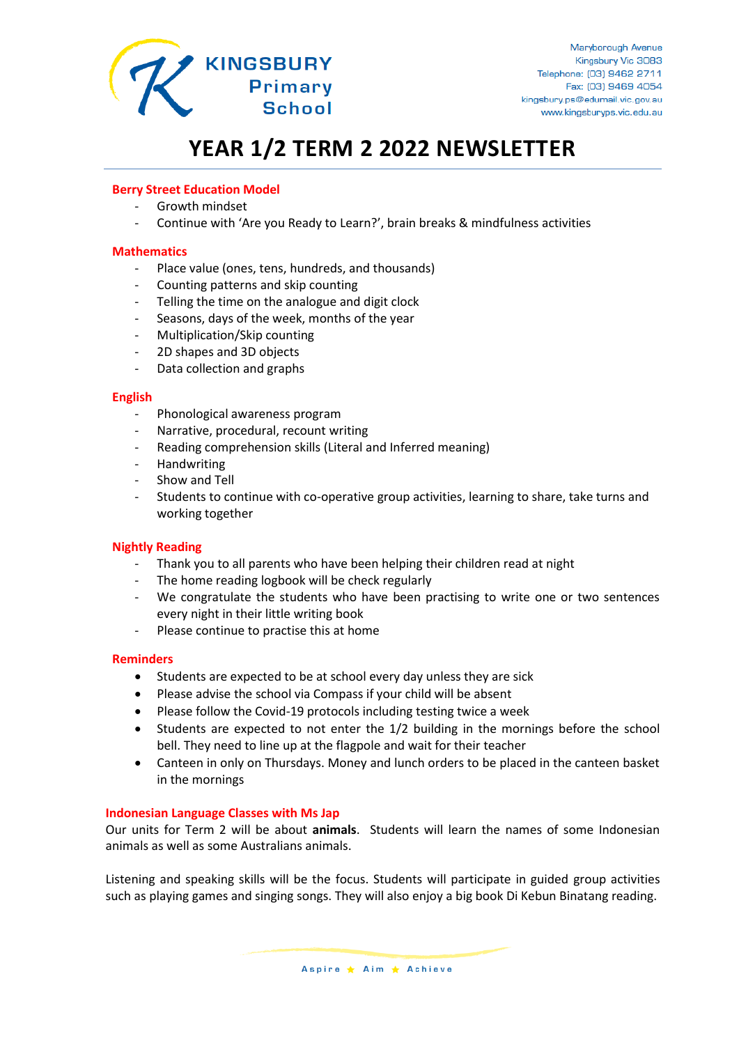KINGSBURY Primary School

Maryborough Avenue
Kingsbury Vic 3083
Telephone: (03) 9462 2711
Fax: (03) 9469 4054
kingsbury.ps@edumail.vic.gov.au
www.kingsburyps.vic.edu.au

# YEAR 1/2 TERM 2 2022 NEWSLETTER

## Berry Street Education Model

- Growth mindset
- Continue with 'Are you Ready to Learn?', brain breaks & mindfulness activities

## Mathematics

- Place value (ones, tens, hundreds, and thousands)
- Counting patterns and skip counting
- Telling the time on the analogue and digit clock
- Seasons, days of the week, months of the year
- Multiplication/Skip counting
- 2D shapes and 3D objects
- Data collection and graphs

## English

- Phonological awareness program
- Narrative, procedural, recount writing
- Reading comprehension skills (Literal and Inferred meaning)
- Handwriting
- Show and Tell
- Students to continue with co-operative group activities, learning to share, take turns and working together

## Nightly Reading

- Thank you to all parents who have been helping their children read at night
- The home reading logbook will be check regularly
- We congratulate the students who have been practising to write one or two sentences every night in their little writing book
- Please continue to practise this at home

## Reminders

- Students are expected to be at school every day unless they are sick
- Please advise the school via Compass if your child will be absent
- Please follow the Covid-19 protocols including testing twice a week
- Students are expected to not enter the 1/2 building in the mornings before the school bell. They need to line up at the flagpole and wait for their teacher
- Canteen in only on Thursdays. Money and lunch orders to be placed in the canteen basket in the mornings

## Indonesian Language Classes with Ms Jap

Our units for Term 2 will be about **animals**. Students will learn the names of some Indonesian animals as well as some Australians animals.

Listening and speaking skills will be the focus. Students will participate in guided group activities such as playing games and singing songs. They will also enjoy a big book Di Kebun Binatang reading.

Aspire ★ Aim ★ Achieve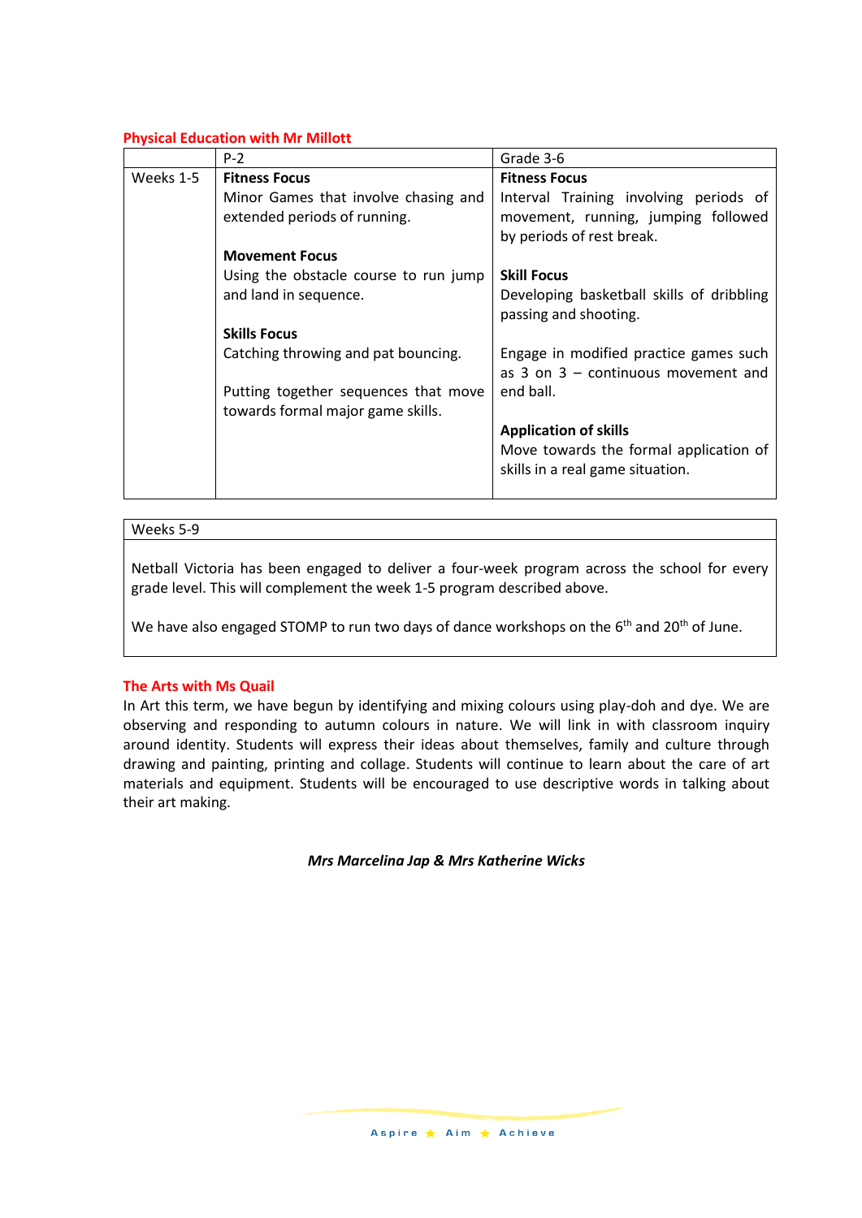## Physical Education with Mr Millott

| | P-2 | Grade 3-6 |
|---|---|---|
| Weeks 1-5 | **Fitness Focus**<br>Minor Games that involve chasing and extended periods of running.<br><br>**Movement Focus**<br>Using the obstacle course to run jump and land in sequence.<br><br>**Skills Focus**<br>Catching throwing and pat bouncing.<br><br>Putting together sequences that move towards formal major game skills. | **Fitness Focus**<br>Interval Training involving periods of movement, running, jumping followed by periods of rest break.<br><br>**Skill Focus**<br>Developing basketball skills of dribbling passing and shooting.<br><br>Engage in modified practice games such as 3 on 3 – continuous movement and end ball.<br><br>**Application of skills**<br>Move towards the formal application of skills in a real game situation. |

| Weeks 5-9 |
|---|
| Netball Victoria has been engaged to deliver a four-week program across the school for every grade level. This will complement the week 1-5 program described above.<br><br>We have also engaged STOMP to run two days of dance workshops on the 6th and 20th of June. |

## The Arts with Ms Quail

In Art this term, we have begun by identifying and mixing colours using play-doh and dye. We are observing and responding to autumn colours in nature. We will link in with classroom inquiry around identity. Students will express their ideas about themselves, family and culture through drawing and painting, printing and collage. Students will continue to learn about the care of art materials and equipment. Students will be encouraged to use descriptive words in talking about their art making.

***Mrs Marcelina Jap & Mrs Katherine Wicks***